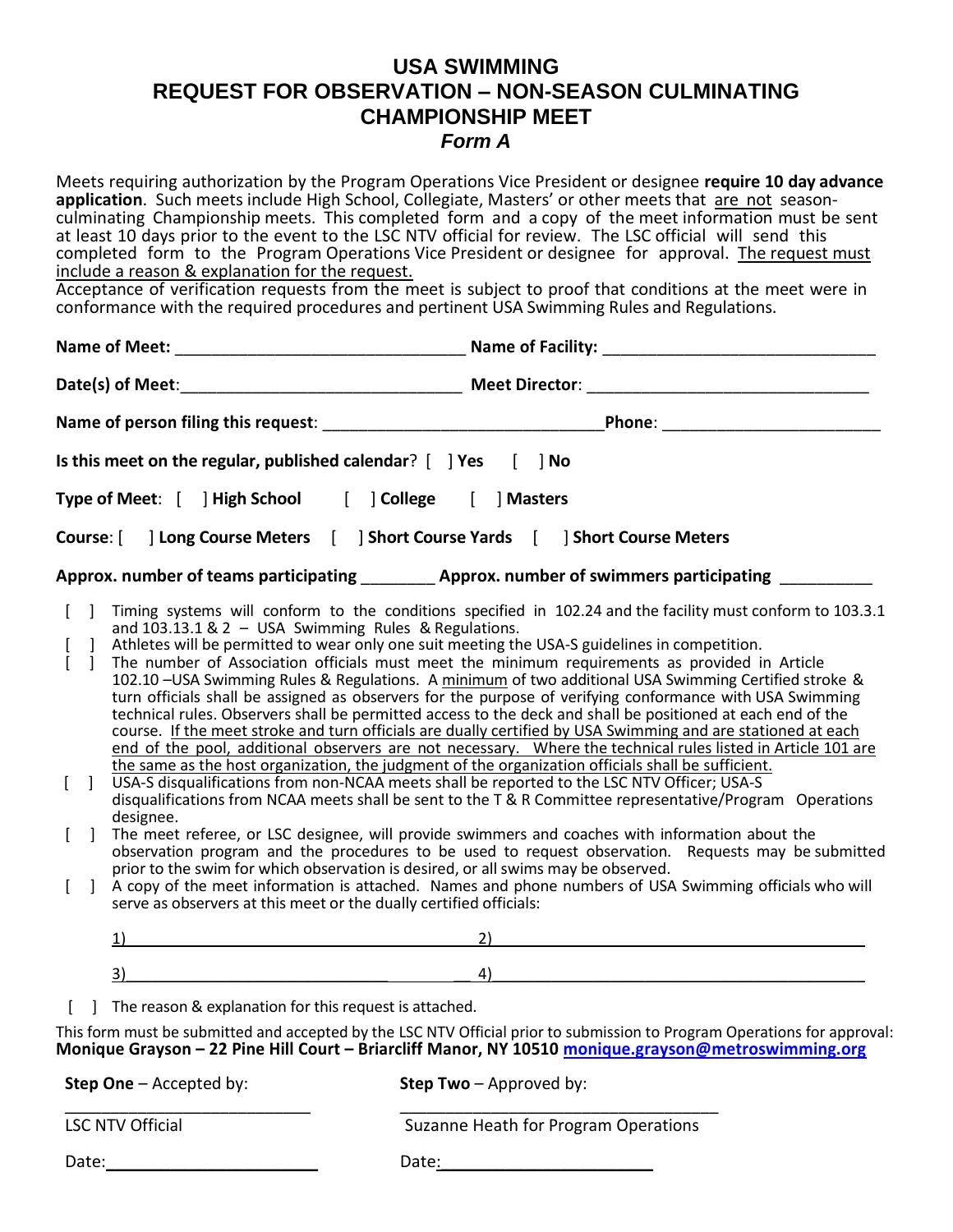# USA SWIMMING

# REQUEST FOR OBSERVATION – NON-SEASON CULMINATING CHAMPIONSHIP MEET

### *Form A*

Meets requiring authorization by the Program Operations Vice President or designee **require 10 day advance application**. Such meets include High School, Collegiate, Masters' or other meets that are not season-culminating Championship meets. This completed form and a copy of the meet information must be sent at least 10 days prior to the event to the LSC NTV official for review. The LSC official will send this completed form to the Program Operations Vice President or designee for approval. The request must include a reason & explanation for the request.

Acceptance of verification requests from the meet is subject to proof that conditions at the meet were in conformance with the required procedures and pertinent USA Swimming Rules and Regulations.

**Name of Meet:** ______________________________ **Name of Facility:** ____________________________

**Date(s) of Meet**:______________________________ **Meet Director**: ______________________________

**Name of person filing this request**: ____________________________**Phone**: ______________________

**Is this meet on the regular, published calendar**? [ ] **Yes** [ ] **No**

**Type of Meet**: [ ] **High School** [ ] **College** [ ] **Masters**

**Course**: [ ] **Long Course Meters** [ ] **Short Course Yards** [ ] **Short Course Meters**

**Approx. number of teams participating** ________ **Approx. number of swimmers participating** __________

[ ] Timing systems will conform to the conditions specified in 102.24 and the facility must conform to 103.3.1 and 103.13.1 & 2 – USA Swimming Rules & Regulations.

[ ] Athletes will be permitted to wear only one suit meeting the USA-S guidelines in competition.

[ ] The number of Association officials must meet the minimum requirements as provided in Article 102.10 –USA Swimming Rules & Regulations. A minimum of two additional USA Swimming Certified stroke & turn officials shall be assigned as observers for the purpose of verifying conformance with USA Swimming technical rules. Observers shall be permitted access to the deck and shall be positioned at each end of the course. If the meet stroke and turn officials are dually certified by USA Swimming and are stationed at each end of the pool, additional observers are not necessary. Where the technical rules listed in Article 101 are the same as the host organization, the judgment of the organization officials shall be sufficient.

[ ] USA-S disqualifications from non-NCAA meets shall be reported to the LSC NTV Officer; USA-S disqualifications from NCAA meets shall be sent to the T & R Committee representative/Program Operations designee.

[ ] The meet referee, or LSC designee, will provide swimmers and coaches with information about the observation program and the procedures to be used to request observation. Requests may be submitted prior to the swim for which observation is desired, or all swims may be observed.

[ ] A copy of the meet information is attached. Names and phone numbers of USA Swimming officials who will serve as observers at this meet or the dually certified officials:

1)______________________________________ 2)__________________________________________

3)______________________________________ 4)__________________________________________

[ ] The reason & explanation for this request is attached.

This form must be submitted and accepted by the LSC NTV Official prior to submission to Program Operations for approval:
**Monique Grayson – 22 Pine Hill Court – Briarcliff Manor, NY 10510 monique.grayson@metroswimming.org**

**Step One** – Accepted by:

___________________________

LSC NTV Official

Date:______________________

**Step Two** – Approved by:

___________________________________

Suzanne Heath for Program Operations

Date:______________________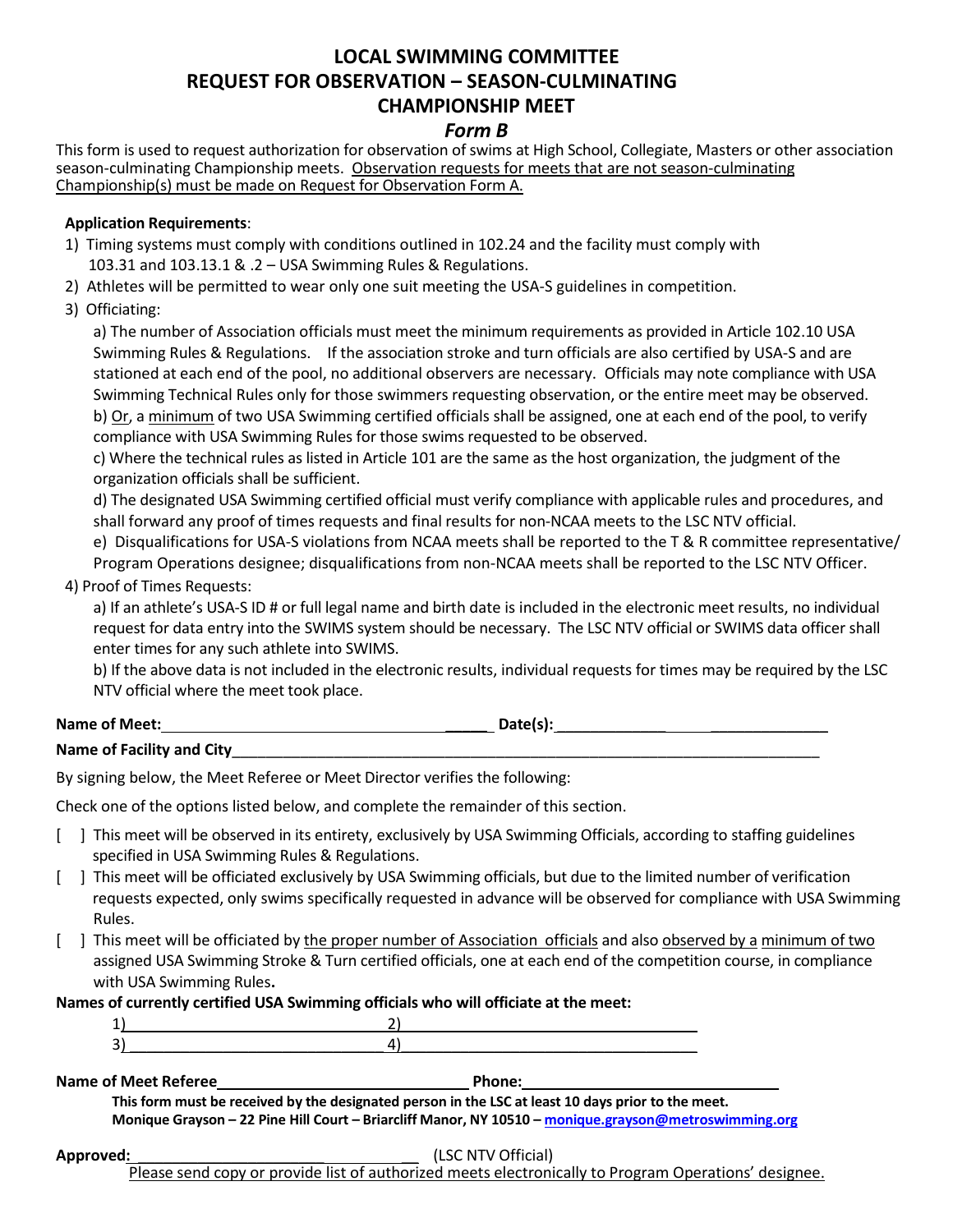# LOCAL SWIMMING COMMITTEE
# REQUEST FOR OBSERVATION – SEASON-CULMINATING CHAMPIONSHIP MEET

## *Form B*

This form is used to request authorization for observation of swims at High School, Collegiate, Masters or other association season-culminating Championship meets. <u>Observation requests for meets that are not season-culminating Championship(s) must be made on Request for Observation Form A.</u>

**Application Requirements**:

1) Timing systems must comply with conditions outlined in 102.24 and the facility must comply with 103.31 and 103.13.1 & .2 – USA Swimming Rules & Regulations.
2) Athletes will be permitted to wear only one suit meeting the USA-S guidelines in competition.
3) Officiating:

   a) The number of Association officials must meet the minimum requirements as provided in Article 102.10 USA Swimming Rules & Regulations. If the association stroke and turn officials are also certified by USA-S and are stationed at each end of the pool, no additional observers are necessary. Officials may note compliance with USA Swimming Technical Rules only for those swimmers requesting observation, or the entire meet may be observed.

   b) <u>Or</u>, a <u>minimum</u> of two USA Swimming certified officials shall be assigned, one at each end of the pool, to verify compliance with USA Swimming Rules for those swims requested to be observed.

   c) Where the technical rules as listed in Article 101 are the same as the host organization, the judgment of the organization officials shall be sufficient.

   d) The designated USA Swimming certified official must verify compliance with applicable rules and procedures, and shall forward any proof of times requests and final results for non-NCAA meets to the LSC NTV official.

   e) Disqualifications for USA-S violations from NCAA meets shall be reported to the T & R committee representative/ Program Operations designee; disqualifications from non-NCAA meets shall be reported to the LSC NTV Officer.

4) Proof of Times Requests:

   a) If an athlete's USA-S ID # or full legal name and birth date is included in the electronic meet results, no individual request for data entry into the SWIMS system should be necessary. The LSC NTV official or SWIMS data officer shall enter times for any such athlete into SWIMS.

   b) If the above data is not included in the electronic results, individual requests for times may be required by the LSC NTV official where the meet took place.

**Name of Meet:** ______________________________ **Date(s):** ______________________________

**Name of Facility and City** ____________________________________________________________

By signing below, the Meet Referee or Meet Director verifies the following:

Check one of the options listed below, and complete the remainder of this section.

[ ] This meet will be observed in its entirety, exclusively by USA Swimming Officials, according to staffing guidelines specified in USA Swimming Rules & Regulations.

[ ] This meet will be officiated exclusively by USA Swimming officials, but due to the limited number of verification requests expected, only swims specifically requested in advance will be observed for compliance with USA Swimming Rules.

[ ] This meet will be officiated by <u>the proper number of Association officials</u> and also <u>observed by a</u> <u>minimum of two</u> assigned USA Swimming Stroke & Turn certified officials, one at each end of the competition course, in compliance with USA Swimming Rules**.**

**Names of currently certified USA Swimming officials who will officiate at the meet:**

1)______________________________ 2)______________________________

3)______________________________ 4)______________________________

**Name of Meet Referee**______________________________ **Phone:**______________________________

**This form must be received by the designated person in the LSC at least 10 days prior to the meet.**
**Monique Grayson – 22 Pine Hill Court – Briarcliff Manor, NY 10510 – monique.grayson@metroswimming.org**

**Approved:** ______________________________ (LSC NTV Official)

<u>Please send copy or provide list of authorized meets electronically to Program Operations' designee.</u>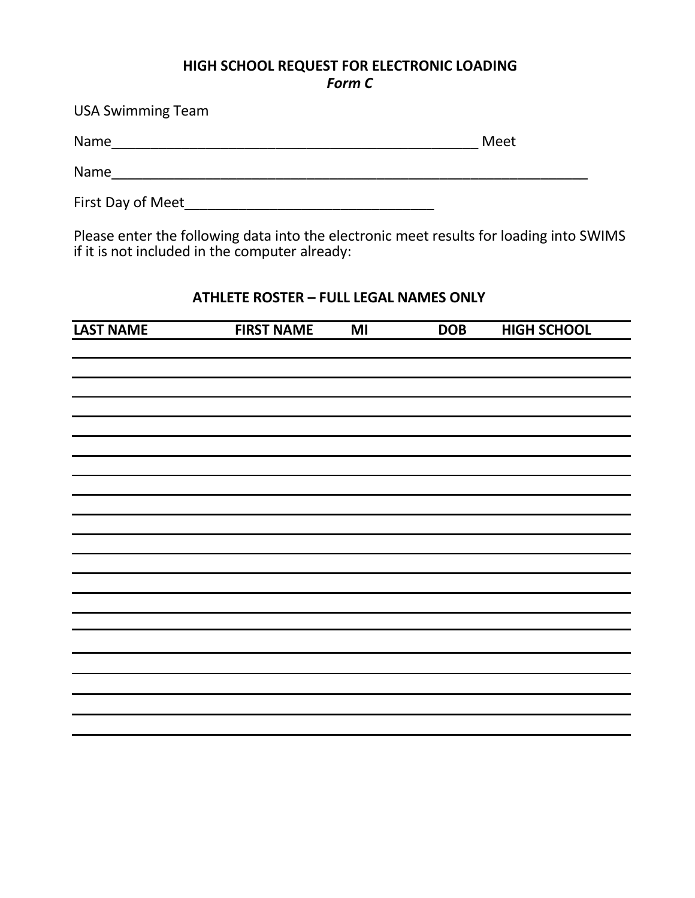**HIGH SCHOOL REQUEST FOR ELECTRONIC LOADING**
***Form C***

USA Swimming Team

Name________________________________________________ Meet

Name______________________________________________________________

First Day of Meet_________________________________

Please enter the following data into the electronic meet results for loading into SWIMS if it is not included in the computer already:

**ATHLETE ROSTER – FULL LEGAL NAMES ONLY**

| LAST NAME | FIRST NAME | MI | DOB | HIGH SCHOOL |
|---|---|---|---|---|
| | | | | |
| | | | | |
| | | | | |
| | | | | |
| | | | | |
| | | | | |
| | | | | |
| | | | | |
| | | | | |
| | | | | |
| | | | | |
| | | | | |
| | | | | |
| | | | | |
| | | | | |
| | | | | |
| | | | | |
| | | | | |
| | | | | |
| | | | | |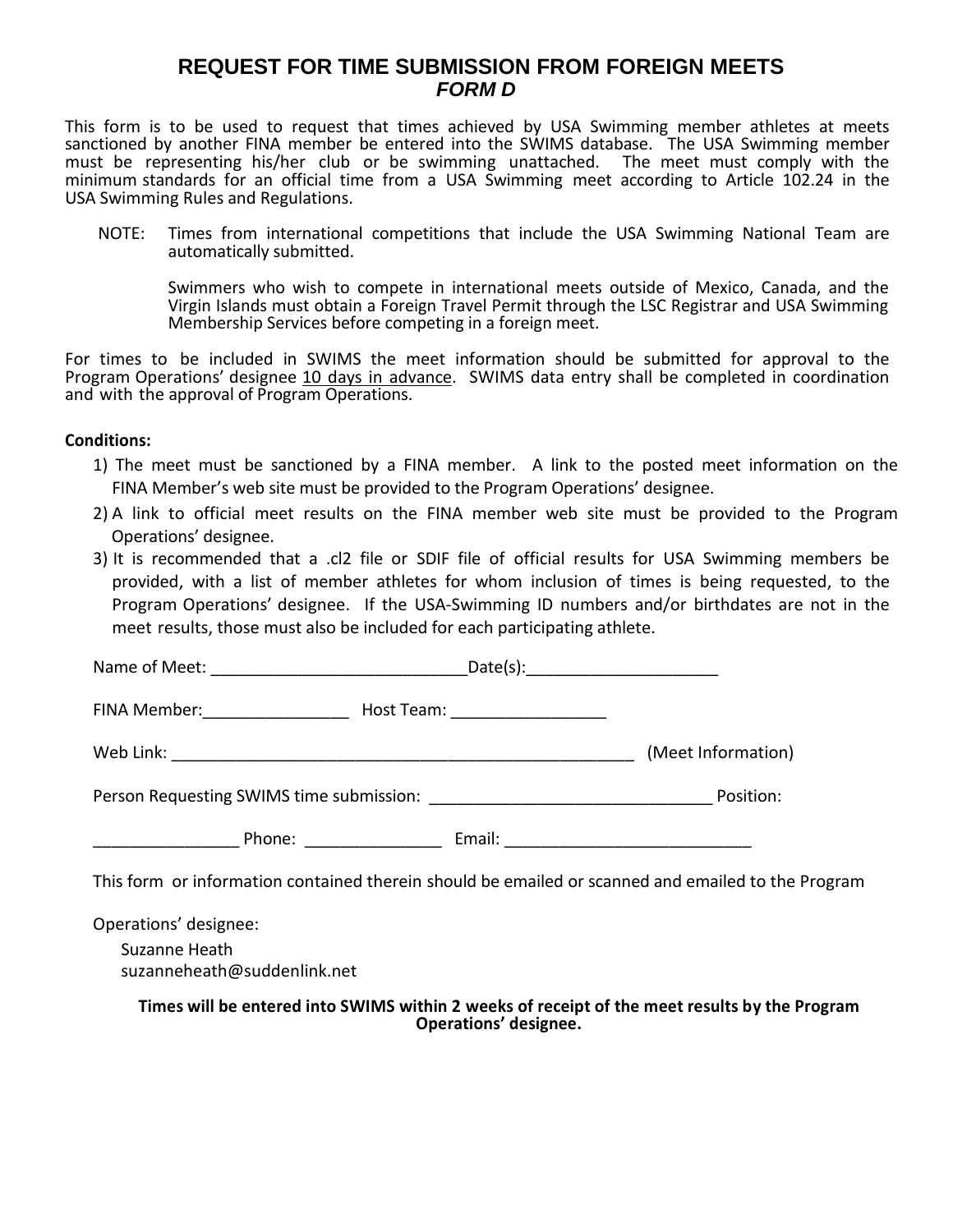# REQUEST FOR TIME SUBMISSION FROM FOREIGN MEETS

***FORM D***

This form is to be used to request that times achieved by USA Swimming member athletes at meets sanctioned by another FINA member be entered into the SWIMS database. The USA Swimming member must be representing his/her club or be swimming unattached. The meet must comply with the minimum standards for an official time from a USA Swimming meet according to Article 102.24 in the USA Swimming Rules and Regulations.

NOTE: Times from international competitions that include the USA Swimming National Team are automatically submitted.

Swimmers who wish to compete in international meets outside of Mexico, Canada, and the Virgin Islands must obtain a Foreign Travel Permit through the LSC Registrar and USA Swimming Membership Services before competing in a foreign meet.

For times to be included in SWIMS the meet information should be submitted for approval to the Program Operations' designee <u>10 days in advance</u>. SWIMS data entry shall be completed in coordination and with the approval of Program Operations.

**Conditions:**

1) The meet must be sanctioned by a FINA member. A link to the posted meet information on the FINA Member's web site must be provided to the Program Operations' designee.
2) A link to official meet results on the FINA member web site must be provided to the Program Operations' designee.
3) It is recommended that a .cl2 file or SDIF file of official results for USA Swimming members be provided, with a list of member athletes for whom inclusion of times is being requested, to the Program Operations' designee. If the USA-Swimming ID numbers and/or birthdates are not in the meet results, those must also be included for each participating athlete.

Name of Meet: ____________________________Date(s):_____________________

FINA Member:________________ Host Team: _________________

Web Link: ___________________________________________________ (Meet Information)

Person Requesting SWIMS time submission: _______________________________ Position:

________________ Phone: _______________ Email: ___________________________

This form or information contained therein should be emailed or scanned and emailed to the Program

Operations' designee:

Suzanne Heath
suzanneheath@suddenlink.net

**Times will be entered into SWIMS within 2 weeks of receipt of the meet results by the Program Operations' designee.**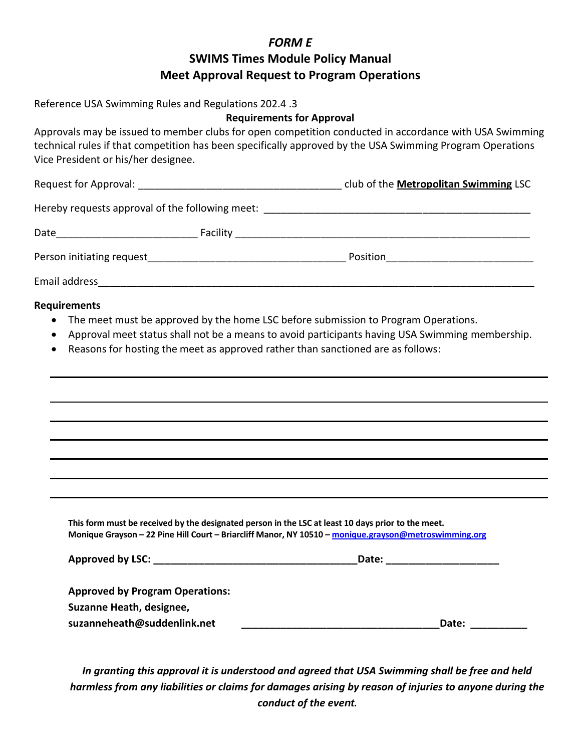# *FORM E*

## SWIMS Times Module Policy Manual

## Meet Approval Request to Program Operations

Reference USA Swimming Rules and Regulations 202.4 .3

**Requirements for Approval**

Approvals may be issued to member clubs for open competition conducted in accordance with USA Swimming technical rules if that competition has been specifically approved by the USA Swimming Program Operations Vice President or his/her designee.

Request for Approval: ___________________________________ club of the **Metropolitan Swimming** LSC

Hereby requests approval of the following meet: ______________________________________________

Date________________________ Facility ___________________________________________________

Person initiating request__________________________________ Position_________________________

Email address__________________________________________________________________________

**Requirements**

- The meet must be approved by the home LSC before submission to Program Operations.
- Approval meet status shall not be a means to avoid participants having USA Swimming membership.
- Reasons for hosting the meet as approved rather than sanctioned are as follows:

______________________________________________________________________________

______________________________________________________________________________

______________________________________________________________________________

______________________________________________________________________________

______________________________________________________________________________

______________________________________________________________________________

______________________________________________________________________________

**This form must be received by the designated person in the LSC at least 10 days prior to the meet.**
**Monique Grayson – 22 Pine Hill Court – Briarcliff Manor, NY 10510 – monique.grayson@metroswimming.org**

**Approved by LSC: ___________________________________Date: ___________________**

**Approved by Program Operations:**
**Suzanne Heath, designee,**
**suzanneheath@suddenlink.net ___________________________________Date: __________**

***In granting this approval it is understood and agreed that USA Swimming shall be free and held harmless from any liabilities or claims for damages arising by reason of injuries to anyone during the conduct of the event.***